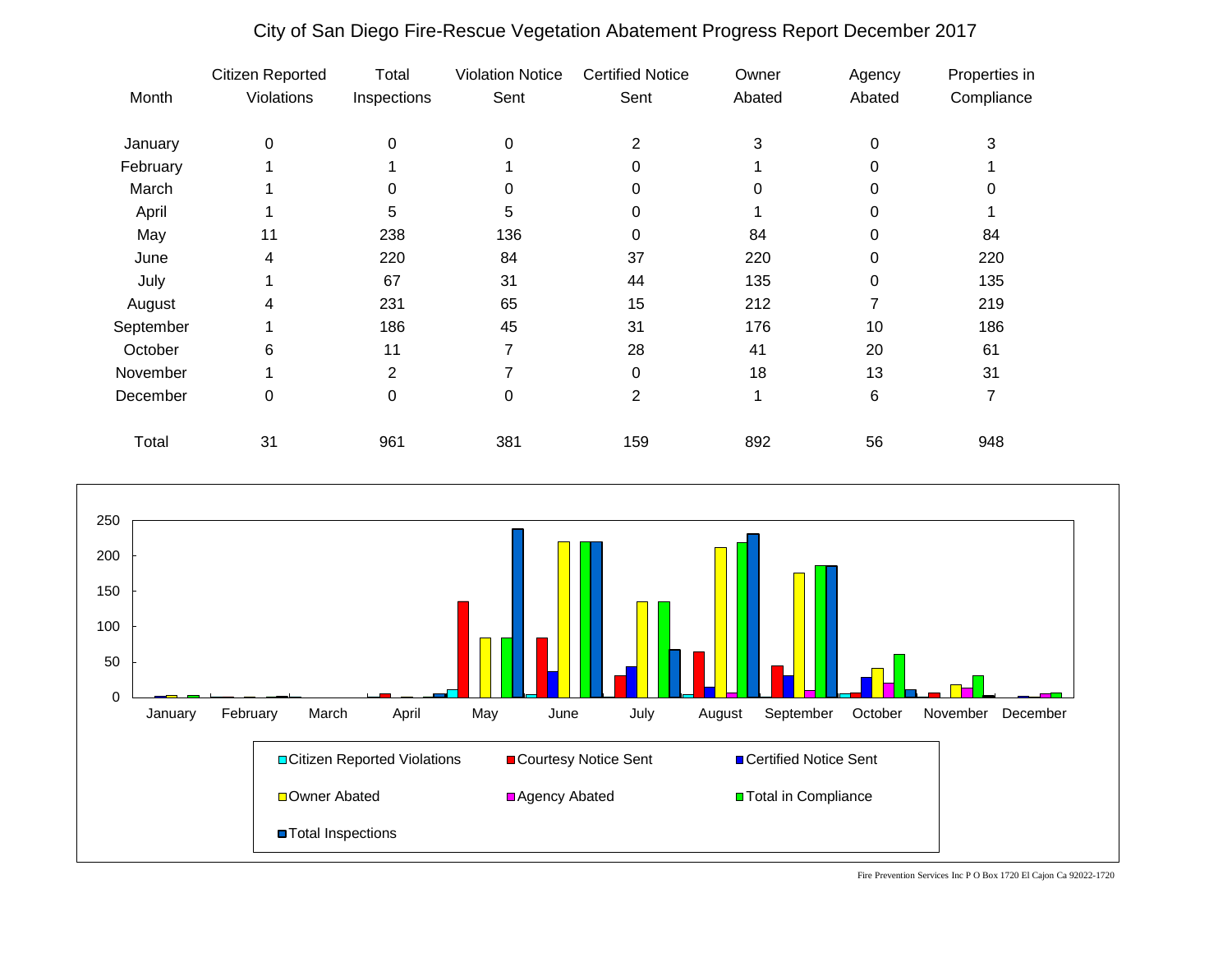# City of San Diego Fire-Rescue Vegetation Abatement Progress Report December 2017

| Month | Citizen Reported Violations | Total Inspections | Violation Notice Sent | Certified Notice Sent | Owner Abated | Agency Abated | Properties in Compliance |
|---|---|---|---|---|---|---|---|
| January | 0 | 0 | 0 | 2 | 3 | 0 | 3 |
| February | 1 | 1 | 1 | 0 | 1 | 0 | 1 |
| March | 1 | 0 | 0 | 0 | 0 | 0 | 0 |
| April | 1 | 5 | 5 | 0 | 1 | 0 | 1 |
| May | 11 | 238 | 136 | 0 | 84 | 0 | 84 |
| June | 4 | 220 | 84 | 37 | 220 | 0 | 220 |
| July | 1 | 67 | 31 | 44 | 135 | 0 | 135 |
| August | 4 | 231 | 65 | 15 | 212 | 7 | 219 |
| September | 1 | 186 | 45 | 31 | 176 | 10 | 186 |
| October | 6 | 11 | 7 | 28 | 41 | 20 | 61 |
| November | 1 | 2 | 7 | 0 | 18 | 13 | 31 |
| December | 0 | 0 | 0 | 2 | 1 | 6 | 7 |
| Total | 31 | 961 | 381 | 159 | 892 | 56 | 948 |

Legend: Citizen Reported Violations, Courtesy Notice Sent, Certified Notice Sent, Owner Abated, Agency Abated, Total in Compliance, Total Inspections

Fire Prevention Services Inc P O Box 1720 El Cajon Ca 92022-1720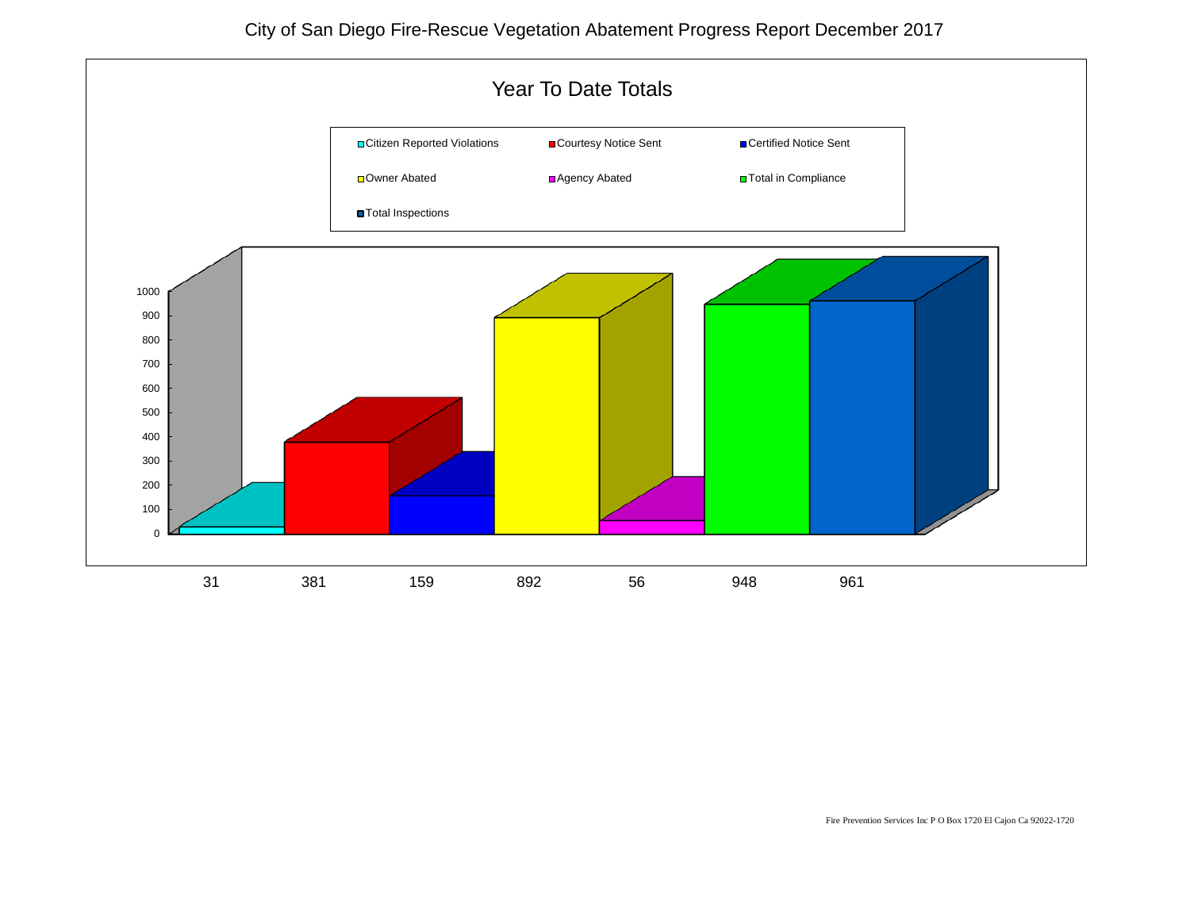City of San Diego Fire-Rescue Vegetation Abatement Progress Report December 2017

Year To Date Totals

Citizen Reported Violations
Courtesy Notice Sent
Certified Notice Sent
Owner Abated
Agency Abated
Total in Compliance
Total Inspections

1000
900
800
700
600
500
400
300
200
100
0

31 381 159 892 56 948 961

Fire Prevention Services Inc P O Box 1720 El Cajon Ca 92022-1720